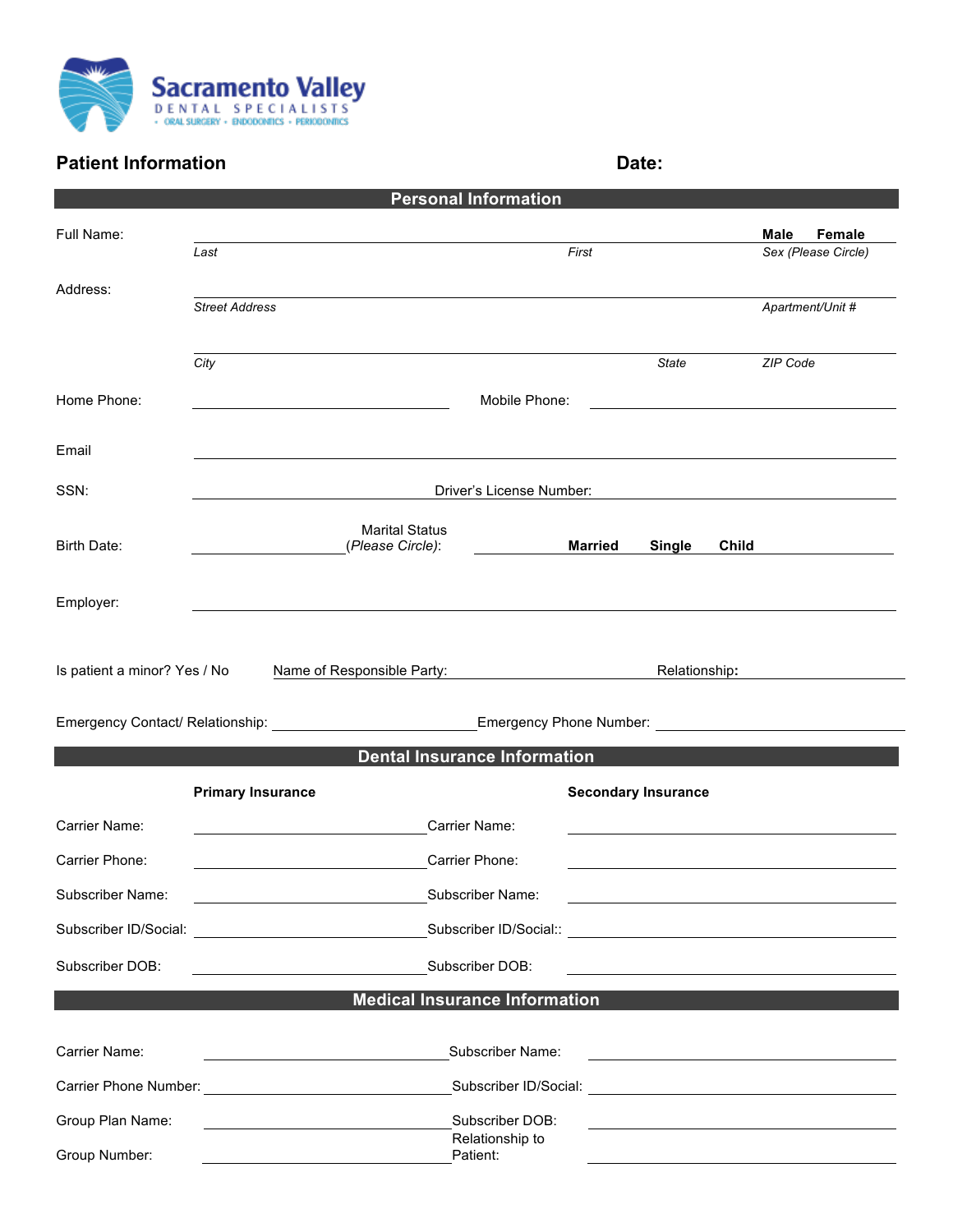**Sacramento Valley**
DENTAL SPECIALISTS
• ORAL SURGERY • ENDODONTICS • PERIODONTICS

# Patient Information

**Date:**

## Personal Information

Full Name: ______________________________________________ **Male** **Female**
*Last* *First* *Sex (Please Circle)*

Address: ______________________________________________
*Street Address* *Apartment/Unit #*

______________________________________________
*City* *State* *ZIP Code*

Home Phone: ____________________ Mobile Phone: ____________________

Email ______________________________________________

SSN: ____________________ Driver's License Number: ____________________

Birth Date: ____________________ Marital Status (*Please Circle)*: **Married** **Single** **Child**

Employer: ______________________________________________

Is patient a minor? Yes / No Name of Responsible Party: ____________________ Relationship**:** ____________________

Emergency Contact/ Relationship: ____________________ Emergency Phone Number: ____________________

## Dental Insurance Information

| | **Primary Insurance** | | **Secondary Insurance** |
|---|---|---|---|
| Carrier Name: | | Carrier Name: | |
| Carrier Phone: | | Carrier Phone: | |
| Subscriber Name: | | Subscriber Name: | |
| Subscriber ID/Social: | | Subscriber ID/Social:: | |
| Subscriber DOB: | | Subscriber DOB: | |

## Medical Insurance Information

| | | | |
|---|---|---|---|
| Carrier Name: | | Subscriber Name: | |
| Carrier Phone Number: | | Subscriber ID/Social: | |
| Group Plan Name: | | Subscriber DOB: | |
| Group Number: | | Relationship to Patient: | |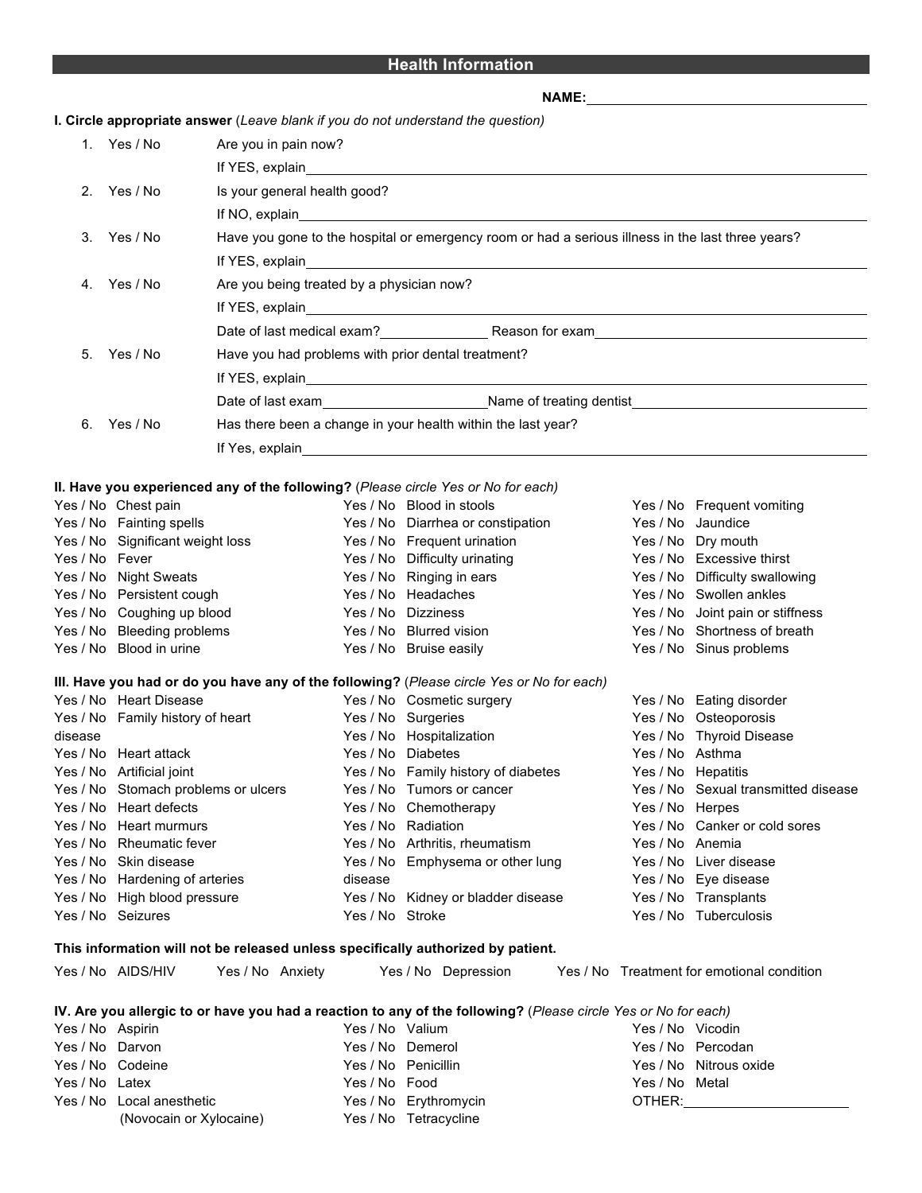## Health Information

**NAME:** ______________________________

**I. Circle appropriate answer** (*Leave blank if you do not understand the question)*

1. Yes / No — Are you in pain now?
   If YES, explain ______________________________
2. Yes / No — Is your general health good?
   If NO, explain ______________________________
3. Yes / No — Have you gone to the hospital or emergency room or had a serious illness in the last three years?
   If YES, explain ______________________________
4. Yes / No — Are you being treated by a physician now?
   If YES, explain ______________________________
   Date of last medical exam? ______________ Reason for exam ______________________________
5. Yes / No — Have you had problems with prior dental treatment?
   If YES, explain ______________________________
   Date of last exam ______________ Name of treating dentist ______________________________
6. Yes / No — Has there been a change in your health within the last year?
   If Yes, explain ______________________________

**II. Have you experienced any of the following?** (*Please circle Yes or No for each)*

| | | | | | |
|---|---|---|---|---|---|
| Yes / No | Chest pain | Yes / No | Blood in stools | Yes / No | Frequent vomiting |
| Yes / No | Fainting spells | Yes / No | Diarrhea or constipation | Yes / No | Jaundice |
| Yes / No | Significant weight loss | Yes / No | Frequent urination | Yes / No | Dry mouth |
| Yes / No | Fever | Yes / No | Difficulty urinating | Yes / No | Excessive thirst |
| Yes / No | Night Sweats | Yes / No | Ringing in ears | Yes / No | Difficulty swallowing |
| Yes / No | Persistent cough | Yes / No | Headaches | Yes / No | Swollen ankles |
| Yes / No | Coughing up blood | Yes / No | Dizziness | Yes / No | Joint pain or stiffness |
| Yes / No | Bleeding problems | Yes / No | Blurred vision | Yes / No | Shortness of breath |
| Yes / No | Blood in urine | Yes / No | Bruise easily | Yes / No | Sinus problems |

**III. Have you had or do you have any of the following?** (*Please circle Yes or No for each)*

| | | | | | |
|---|---|---|---|---|---|
| Yes / No | Heart Disease | Yes / No | Cosmetic surgery | Yes / No | Eating disorder |
| Yes / No | Family history of heart disease | Yes / No | Surgeries | Yes / No | Osteoporosis |
| | | Yes / No | Hospitalization | Yes / No | Thyroid Disease |
| Yes / No | Heart attack | Yes / No | Diabetes | Yes / No | Asthma |
| Yes / No | Artificial joint | Yes / No | Family history of diabetes | Yes / No | Hepatitis |
| Yes / No | Stomach problems or ulcers | Yes / No | Tumors or cancer | Yes / No | Sexual transmitted disease |
| Yes / No | Heart defects | Yes / No | Chemotherapy | Yes / No | Herpes |
| Yes / No | Heart murmurs | Yes / No | Radiation | Yes / No | Canker or cold sores |
| Yes / No | Rheumatic fever | Yes / No | Arthritis, rheumatism | Yes / No | Anemia |
| Yes / No | Skin disease | Yes / No | Emphysema or other lung disease | Yes / No | Liver disease |
| Yes / No | Hardening of arteries | | | Yes / No | Eye disease |
| Yes / No | High blood pressure | Yes / No | Kidney or bladder disease | Yes / No | Transplants |
| Yes / No | Seizures | Yes / No | Stroke | Yes / No | Tuberculosis |

**This information will not be released unless specifically authorized by patient.**

Yes / No AIDS/HIV    Yes / No Anxiety    Yes / No Depression    Yes / No Treatment for emotional condition

**IV. Are you allergic to or have you had a reaction to any of the following?** (*Please circle Yes or No for each)*

| | | | | | |
|---|---|---|---|---|---|
| Yes / No | Aspirin | Yes / No | Valium | Yes / No | Vicodin |
| Yes / No | Darvon | Yes / No | Demerol | Yes / No | Percodan |
| Yes / No | Codeine | Yes / No | Penicillin | Yes / No | Nitrous oxide |
| Yes / No | Latex | Yes / No | Food | Yes / No | Metal |
| Yes / No | Local anesthetic (Novocain or Xylocaine) | Yes / No | Erythromycin | OTHER: | ______________ |
| | | Yes / No | Tetracycline | | |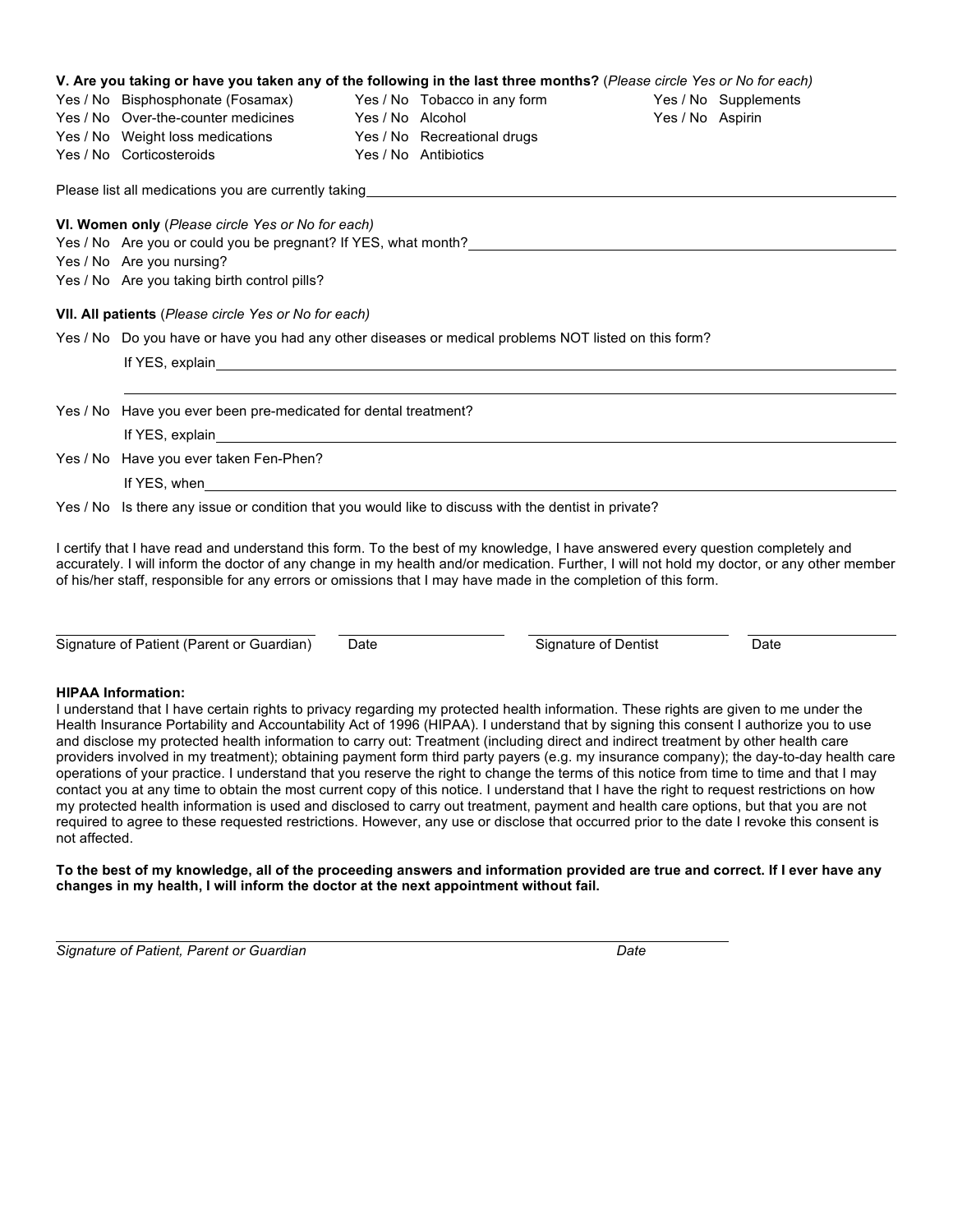**V. Are you taking or have you taken any of the following in the last three months?** (*Please circle Yes or No for each*)

Yes / No Bisphosphonate (Fosamax)
Yes / No Over-the-counter medicines
Yes / No Weight loss medications
Yes / No Corticosteroids
Yes / No Tobacco in any form
Yes / No Alcohol
Yes / No Recreational drugs
Yes / No Antibiotics
Yes / No Supplements
Yes / No Aspirin

Please list all medications you are currently taking\_\_\_\_\_\_\_\_\_\_\_\_\_\_\_\_\_\_\_\_\_\_\_\_\_\_\_\_\_\_\_\_\_\_\_\_\_\_\_\_

**VI. Women only** (*Please circle Yes or No for each)*

Yes / No Are you or could you be pregnant? If YES, what month?\_\_\_\_\_\_\_\_\_\_\_\_\_\_\_\_\_\_\_\_\_\_\_\_\_\_\_\_\_\_

Yes / No Are you nursing?

Yes / No Are you taking birth control pills?

**VII. All patients** (*Please circle Yes or No for each)*

Yes / No Do you have or have you had any other diseases or medical problems NOT listed on this form?

If YES, explain\_\_\_\_\_\_\_\_\_\_\_\_\_\_\_\_\_\_\_\_\_\_\_\_\_\_\_\_\_\_\_\_\_\_\_\_\_\_\_\_\_\_\_\_\_\_\_\_\_\_\_\_\_\_\_\_\_\_\_\_

\_\_\_\_\_\_\_\_\_\_\_\_\_\_\_\_\_\_\_\_\_\_\_\_\_\_\_\_\_\_\_\_\_\_\_\_\_\_\_\_\_\_\_\_\_\_\_\_\_\_\_\_\_\_\_\_\_\_\_\_\_\_\_\_\_\_\_\_\_\_\_\_\_\_\_\_

Yes / No Have you ever been pre-medicated for dental treatment?

If YES, explain\_\_\_\_\_\_\_\_\_\_\_\_\_\_\_\_\_\_\_\_\_\_\_\_\_\_\_\_\_\_\_\_\_\_\_\_\_\_\_\_\_\_\_\_\_\_\_\_\_\_\_\_\_\_\_\_\_\_\_\_

Yes / No Have you ever taken Fen-Phen?

If YES, when\_\_\_\_\_\_\_\_\_\_\_\_\_\_\_\_\_\_\_\_\_\_\_\_\_\_\_\_\_\_\_\_\_\_\_\_\_\_\_\_\_\_\_\_\_\_\_\_\_\_\_\_\_\_\_\_\_\_\_\_\_\_

Yes / No Is there any issue or condition that you would like to discuss with the dentist in private?

I certify that I have read and understand this form. To the best of my knowledge, I have answered every question completely and accurately. I will inform the doctor of any change in my health and/or medication. Further, I will not hold my doctor, or any other member of his/her staff, responsible for any errors or omissions that I may have made in the completion of this form.

\_\_\_\_\_\_\_\_\_\_\_\_\_\_\_\_\_\_\_\_\_\_\_\_\_\_\_\_\_\_\_\_ \_\_\_\_\_\_\_\_\_\_\_\_\_\_\_\_\_\_ \_\_\_\_\_\_\_\_\_\_\_\_\_\_\_\_\_\_\_\_\_\_\_\_ \_\_\_\_\_\_\_\_\_\_\_\_\_\_\_\_\_\_

Signature of Patient (Parent or Guardian) Date Signature of Dentist Date

**HIPAA Information:**

I understand that I have certain rights to privacy regarding my protected health information. These rights are given to me under the Health Insurance Portability and Accountability Act of 1996 (HIPAA). I understand that by signing this consent I authorize you to use and disclose my protected health information to carry out: Treatment (including direct and indirect treatment by other health care providers involved in my treatment); obtaining payment form third party payers (e.g. my insurance company); the day-to-day health care operations of your practice. I understand that you reserve the right to change the terms of this notice from time to time and that I may contact you at any time to obtain the most current copy of this notice. I understand that I have the right to request restrictions on how my protected health information is used and disclosed to carry out treatment, payment and health care options, but that you are not required to agree to these requested restrictions. However, any use or disclose that occurred prior to the date I revoke this consent is not affected.

**To the best of my knowledge, all of the proceeding answers and information provided are true and correct. If I ever have any changes in my health, I will inform the doctor at the next appointment without fail.**

\_\_\_\_\_\_\_\_\_\_\_\_\_\_\_\_\_\_\_\_\_\_\_\_\_\_\_\_\_\_\_\_\_\_\_\_\_\_\_\_\_\_\_\_\_\_\_\_\_\_\_\_\_\_\_\_\_\_\_\_\_\_\_\_\_\_\_\_\_\_\_\_\_\_

*Signature of Patient, Parent or Guardian* *Date*